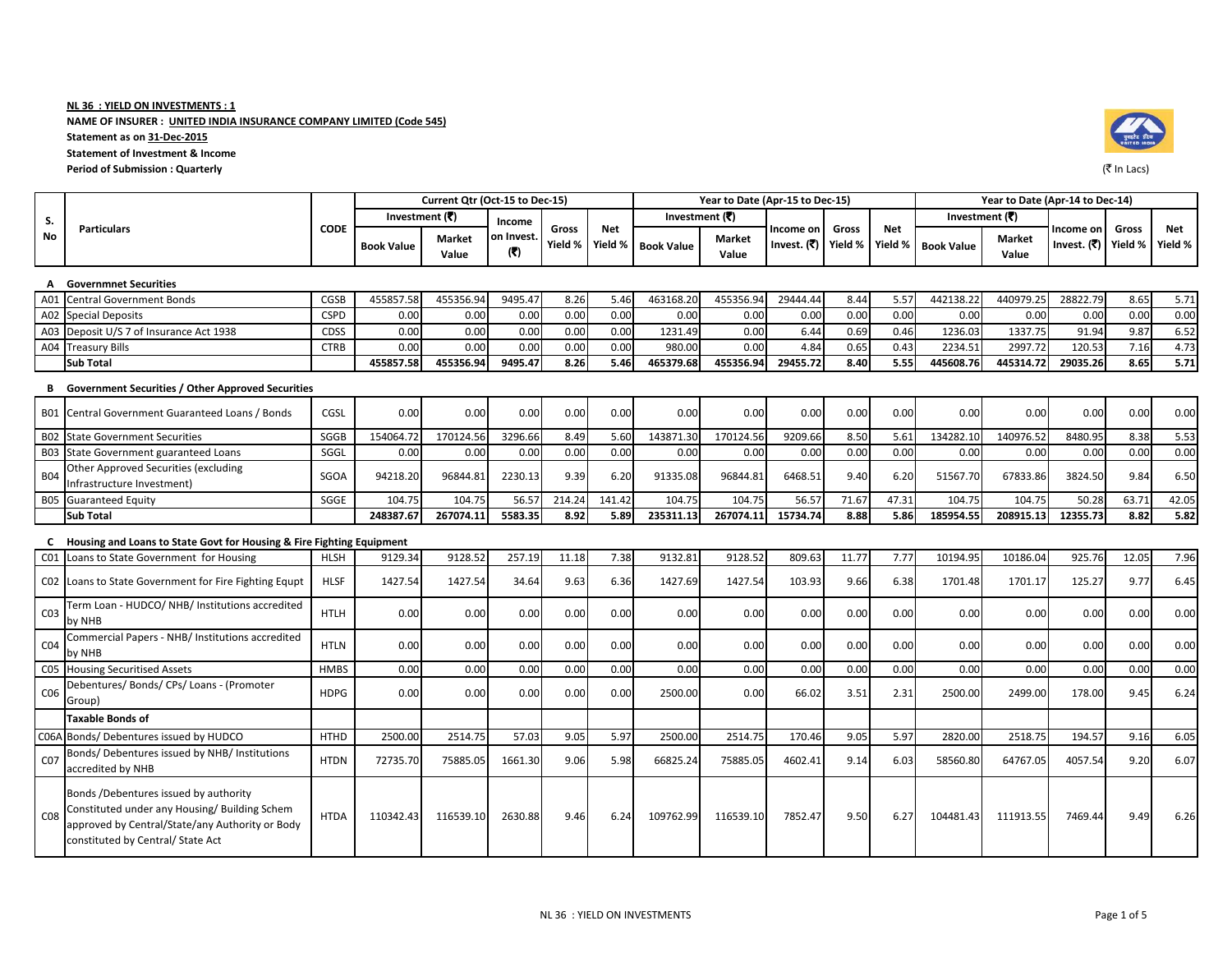**NL 36 : YIELD ON INVESTMENTS : 1**

**NAME OF INSURER : UNITED INDIA INSURANCE COMPANY LIMITED (Code 545)**

**Statement as on 31-Dec-2015**

**Statement of Investment & Income**

**Period of Submission : Quarterly**

(₹ In Lacs)

| S. No | Particulars | CODE | Current Qtr (Oct-15 to Dec-15) | | | | | Year to Date (Apr-15 to Dec-15) | | | | | Year to Date (Apr-14 to Dec-14) | | | | |
|---|---|---|---|---|---|---|---|---|---|---|---|---|---|---|---|---|---|
| | | | Investment (₹) | | Income on Invest. (₹) | Gross Yield % | Net Yield % | Investment (₹) | | Income on Invest. (₹) | Gross Yield % | Net Yield % | Investment (₹) | | Income on Invest. (₹) | Gross Yield % | Net Yield % |
| | | | Book Value | Market Value | | | | Book Value | Market Value | | | | Book Value | Market Value | | | |
| **A** | **Governmnet Securities** | | | | | | | | | | | | | | | | |
| A01 | Central Government Bonds | CGSB | 455857.58 | 455356.94 | 9495.47 | 8.26 | 5.46 | 463168.20 | 455356.94 | 29444.44 | 8.44 | 5.57 | 442138.22 | 440979.25 | 28822.79 | 8.65 | 5.71 |
| A02 | Special Deposits | CSPD | 0.00 | 0.00 | 0.00 | 0.00 | 0.00 | 0.00 | 0.00 | 0.00 | 0.00 | 0.00 | 0.00 | 0.00 | 0.00 | 0.00 | 0.00 |
| A03 | Deposit U/S 7 of Insurance Act 1938 | CDSS | 0.00 | 0.00 | 0.00 | 0.00 | 0.00 | 1231.49 | 0.00 | 6.44 | 0.69 | 0.46 | 1236.03 | 1337.75 | 91.94 | 9.87 | 6.52 |
| A04 | Treasury Bills | CTRB | 0.00 | 0.00 | 0.00 | 0.00 | 0.00 | 980.00 | 0.00 | 4.84 | 0.65 | 0.43 | 2234.51 | 2997.72 | 120.53 | 7.16 | 4.73 |
| | **Sub Total** | | **455857.58** | **455356.94** | **9495.47** | **8.26** | **5.46** | **465379.68** | **455356.94** | **29455.72** | **8.40** | **5.55** | **445608.76** | **445314.72** | **29035.26** | **8.65** | **5.71** |
| **B** | **Government Securities / Other Approved Securities** | | | | | | | | | | | | | | | | |
| B01 | Central Government Guaranteed Loans / Bonds | CGSL | 0.00 | 0.00 | 0.00 | 0.00 | 0.00 | 0.00 | 0.00 | 0.00 | 0.00 | 0.00 | 0.00 | 0.00 | 0.00 | 0.00 | 0.00 |
| B02 | State Government Securities | SGGB | 154064.72 | 170124.56 | 3296.66 | 8.49 | 5.60 | 143871.30 | 170124.56 | 9209.66 | 8.50 | 5.61 | 134282.10 | 140976.52 | 8480.95 | 8.38 | 5.53 |
| B03 | State Government guaranteed Loans | SGGL | 0.00 | 0.00 | 0.00 | 0.00 | 0.00 | 0.00 | 0.00 | 0.00 | 0.00 | 0.00 | 0.00 | 0.00 | 0.00 | 0.00 | 0.00 |
| B04 | Other Approved Securities (excluding Infrastructure Investment) | SGOA | 94218.20 | 96844.81 | 2230.13 | 9.39 | 6.20 | 91335.08 | 96844.81 | 6468.51 | 9.40 | 6.20 | 51567.70 | 67833.86 | 3824.50 | 9.84 | 6.50 |
| B05 | Guaranteed Equity | SGGE | 104.75 | 104.75 | 56.57 | 214.24 | 141.42 | 104.75 | 104.75 | 56.57 | 71.67 | 47.31 | 104.75 | 104.75 | 50.28 | 63.71 | 42.05 |
| | **Sub Total** | | **248387.67** | **267074.11** | **5583.35** | **8.92** | **5.89** | **235311.13** | **267074.11** | **15734.74** | **8.88** | **5.86** | **185954.55** | **208915.13** | **12355.73** | **8.82** | **5.82** |
| **C** | **Housing and Loans to State Govt for Housing & Fire Fighting Equipment** | | | | | | | | | | | | | | | | |
| C01 | Loans to State Government for Housing | HLSH | 9129.34 | 9128.52 | 257.19 | 11.18 | 7.38 | 9132.81 | 9128.52 | 809.63 | 11.77 | 7.77 | 10194.95 | 10186.04 | 925.76 | 12.05 | 7.96 |
| C02 | Loans to State Government for Fire Fighting Equpt | HLSF | 1427.54 | 1427.54 | 34.64 | 9.63 | 6.36 | 1427.69 | 1427.54 | 103.93 | 9.66 | 6.38 | 1701.48 | 1701.17 | 125.27 | 9.77 | 6.45 |
| C03 | Term Loan - HUDCO/ NHB/ Institutions accredited by NHB | HTLH | 0.00 | 0.00 | 0.00 | 0.00 | 0.00 | 0.00 | 0.00 | 0.00 | 0.00 | 0.00 | 0.00 | 0.00 | 0.00 | 0.00 | 0.00 |
| C04 | Commercial Papers - NHB/ Institutions accredited by NHB | HTLN | 0.00 | 0.00 | 0.00 | 0.00 | 0.00 | 0.00 | 0.00 | 0.00 | 0.00 | 0.00 | 0.00 | 0.00 | 0.00 | 0.00 | 0.00 |
| C05 | Housing Securitised Assets | HMBS | 0.00 | 0.00 | 0.00 | 0.00 | 0.00 | 0.00 | 0.00 | 0.00 | 0.00 | 0.00 | 0.00 | 0.00 | 0.00 | 0.00 | 0.00 |
| C06 | Debentures/ Bonds/ CPs/ Loans - (Promoter Group) | HDPG | 0.00 | 0.00 | 0.00 | 0.00 | 0.00 | 2500.00 | 0.00 | 66.02 | 3.51 | 2.31 | 2500.00 | 2499.00 | 178.00 | 9.45 | 6.24 |
| | **Taxable Bonds of** | | | | | | | | | | | | | | | | |
| C06A | Bonds/ Debentures issued by HUDCO | HTHD | 2500.00 | 2514.75 | 57.03 | 9.05 | 5.97 | 2500.00 | 2514.75 | 170.46 | 9.05 | 5.97 | 2820.00 | 2518.75 | 194.57 | 9.16 | 6.05 |
| C07 | Bonds/ Debentures issued by NHB/ Institutions accredited by NHB | HTDN | 72735.70 | 75885.05 | 1661.30 | 9.06 | 5.98 | 66825.24 | 75885.05 | 4602.41 | 9.14 | 6.03 | 58560.80 | 64767.05 | 4057.54 | 9.20 | 6.07 |
| C08 | Bonds /Debentures issued by authority Constituted under any Housing/ Building Schem approved by Central/State/any Authority or Body constituted by Central/ State Act | HTDA | 110342.43 | 116539.10 | 2630.88 | 9.46 | 6.24 | 109762.99 | 116539.10 | 7852.47 | 9.50 | 6.27 | 104481.43 | 111913.55 | 7469.44 | 9.49 | 6.26 |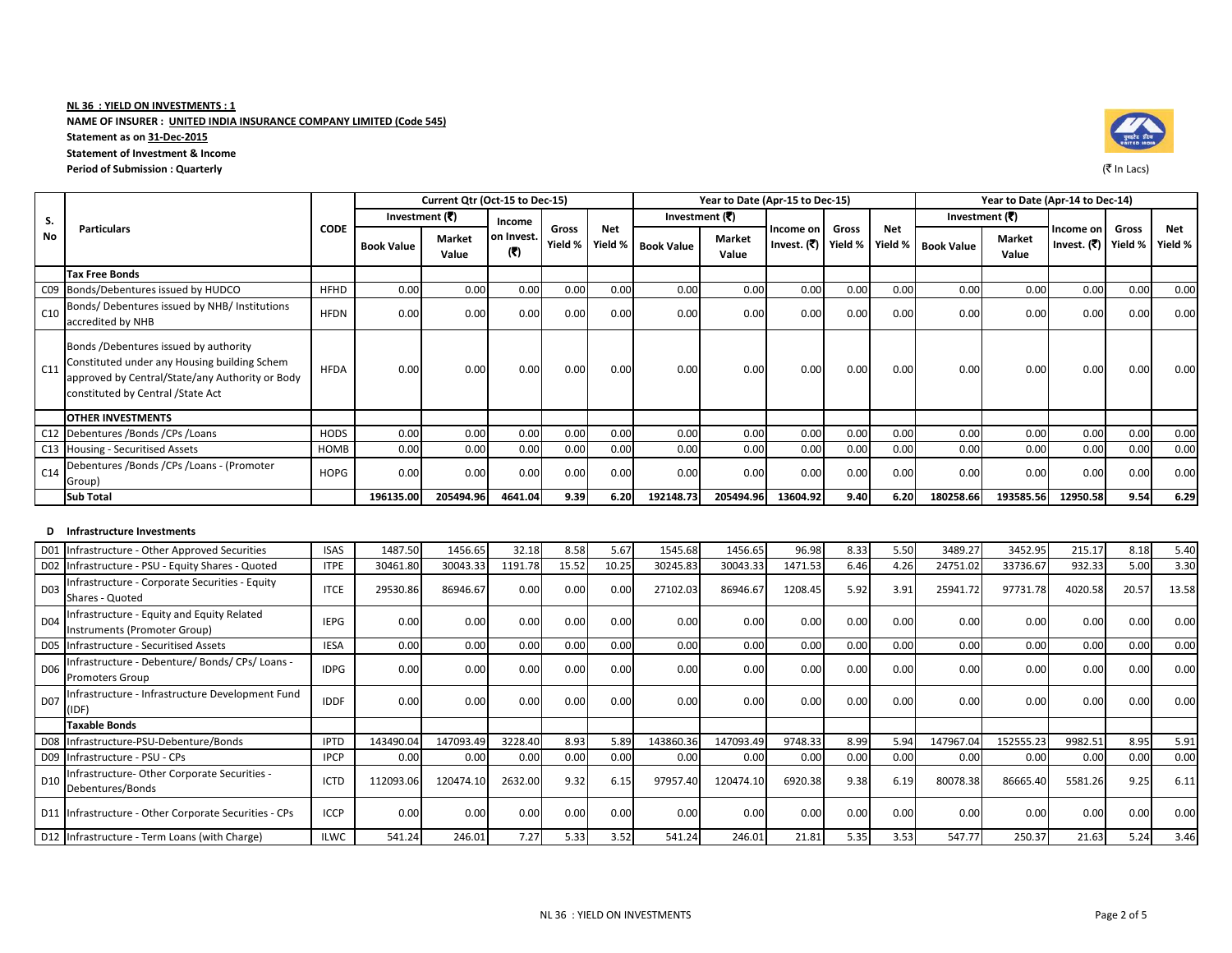**NL 36 : YIELD ON INVESTMENTS : 1**

**NAME OF INSURER : UNITED INDIA INSURANCE COMPANY LIMITED (Code 545)**

**Statement as on 31-Dec-2015**

**Statement of Investment & Income**

**Period of Submission : Quarterly**

(₹ In Lacs)

| S. No | Particulars | CODE | Current Qtr (Oct-15 to Dec-15) | | | | | Year to Date (Apr-15 to Dec-15) | | | | | Year to Date (Apr-14 to Dec-14) | | | | |
|---|---|---|---|---|---|---|---|---|---|---|---|---|---|---|---|---|---|
| | | | Investment (₹) | | Income on Invest. (₹) | Gross Yield % | Net Yield % | Investment (₹) | | Income on Invest. (₹) | Gross Yield % | Net Yield % | Investment (₹) | | Income on Invest. (₹) | Gross Yield % | Net Yield % |
| | | | Book Value | Market Value | | | | Book Value | Market Value | | | | Book Value | Market Value | | | |
| | **Tax Free Bonds** | | | | | | | | | | | | | | | | |
| C09 | Bonds/Debentures issued by HUDCO | HFHD | 0.00 | 0.00 | 0.00 | 0.00 | 0.00 | 0.00 | 0.00 | 0.00 | 0.00 | 0.00 | 0.00 | 0.00 | 0.00 | 0.00 | 0.00 |
| C10 | Bonds/ Debentures issued by NHB/ Institutions accredited by NHB | HFDN | 0.00 | 0.00 | 0.00 | 0.00 | 0.00 | 0.00 | 0.00 | 0.00 | 0.00 | 0.00 | 0.00 | 0.00 | 0.00 | 0.00 | 0.00 |
| C11 | Bonds /Debentures issued by authority Constituted under any Housing building Schem approved by Central/State/any Authority or Body constituted by Central /State Act | HFDA | 0.00 | 0.00 | 0.00 | 0.00 | 0.00 | 0.00 | 0.00 | 0.00 | 0.00 | 0.00 | 0.00 | 0.00 | 0.00 | 0.00 | 0.00 |
| | **OTHER INVESTMENTS** | | | | | | | | | | | | | | | | |
| C12 | Debentures /Bonds /CPs /Loans | HODS | 0.00 | 0.00 | 0.00 | 0.00 | 0.00 | 0.00 | 0.00 | 0.00 | 0.00 | 0.00 | 0.00 | 0.00 | 0.00 | 0.00 | 0.00 |
| C13 | Housing - Securitised Assets | HOMB | 0.00 | 0.00 | 0.00 | 0.00 | 0.00 | 0.00 | 0.00 | 0.00 | 0.00 | 0.00 | 0.00 | 0.00 | 0.00 | 0.00 | 0.00 |
| C14 | Debentures /Bonds /CPs /Loans - (Promoter Group) | HOPG | 0.00 | 0.00 | 0.00 | 0.00 | 0.00 | 0.00 | 0.00 | 0.00 | 0.00 | 0.00 | 0.00 | 0.00 | 0.00 | 0.00 | 0.00 |
| | **Sub Total** | | **196135.00** | **205494.96** | **4641.04** | **9.39** | **6.20** | **192148.73** | **205494.96** | **13604.92** | **9.40** | **6.20** | **180258.66** | **193585.56** | **12950.58** | **9.54** | **6.29** |

**D Infrastructure Investments**

| S. No | Particulars | CODE | Book Value | Market Value | Income on Invest. (₹) | Gross Yield % | Net Yield % | Book Value | Market Value | Income on Invest. (₹) | Gross Yield % | Net Yield % | Book Value | Market Value | Income on Invest. (₹) | Gross Yield % | Net Yield % |
|---|---|---|---|---|---|---|---|---|---|---|---|---|---|---|---|---|---|
| D01 | Infrastructure - Other Approved Securities | ISAS | 1487.50 | 1456.65 | 32.18 | 8.58 | 5.67 | 1545.68 | 1456.65 | 96.98 | 8.33 | 5.50 | 3489.27 | 3452.95 | 215.17 | 8.18 | 5.40 |
| D02 | Infrastructure - PSU - Equity Shares - Quoted | ITPE | 30461.80 | 30043.33 | 1191.78 | 15.52 | 10.25 | 30245.83 | 30043.33 | 1471.53 | 6.46 | 4.26 | 24751.02 | 33736.67 | 932.33 | 5.00 | 3.30 |
| D03 | Infrastructure - Corporate Securities - Equity Shares - Quoted | ITCE | 29530.86 | 86946.67 | 0.00 | 0.00 | 0.00 | 27102.03 | 86946.67 | 1208.45 | 5.92 | 3.91 | 25941.72 | 97731.78 | 4020.58 | 20.57 | 13.58 |
| D04 | Infrastructure - Equity and Equity Related Instruments (Promoter Group) | IEPG | 0.00 | 0.00 | 0.00 | 0.00 | 0.00 | 0.00 | 0.00 | 0.00 | 0.00 | 0.00 | 0.00 | 0.00 | 0.00 | 0.00 | 0.00 |
| D05 | Infrastructure - Securitised Assets | IESA | 0.00 | 0.00 | 0.00 | 0.00 | 0.00 | 0.00 | 0.00 | 0.00 | 0.00 | 0.00 | 0.00 | 0.00 | 0.00 | 0.00 | 0.00 |
| D06 | Infrastructure - Debenture/ Bonds/ CPs/ Loans - Promoters Group | IDPG | 0.00 | 0.00 | 0.00 | 0.00 | 0.00 | 0.00 | 0.00 | 0.00 | 0.00 | 0.00 | 0.00 | 0.00 | 0.00 | 0.00 | 0.00 |
| D07 | Infrastructure - Infrastructure Development Fund (IDF) | IDDF | 0.00 | 0.00 | 0.00 | 0.00 | 0.00 | 0.00 | 0.00 | 0.00 | 0.00 | 0.00 | 0.00 | 0.00 | 0.00 | 0.00 | 0.00 |
| | **Taxable Bonds** | | | | | | | | | | | | | | | | |
| D08 | Infrastructure-PSU-Debenture/Bonds | IPTD | 143490.04 | 147093.49 | 3228.40 | 8.93 | 5.89 | 143860.36 | 147093.49 | 9748.33 | 8.99 | 5.94 | 147967.04 | 152555.23 | 9982.51 | 8.95 | 5.91 |
| D09 | Infrastructure - PSU - CPs | IPCP | 0.00 | 0.00 | 0.00 | 0.00 | 0.00 | 0.00 | 0.00 | 0.00 | 0.00 | 0.00 | 0.00 | 0.00 | 0.00 | 0.00 | 0.00 |
| D10 | Infrastructure- Other Corporate Securities - Debentures/Bonds | ICTD | 112093.06 | 120474.10 | 2632.00 | 9.32 | 6.15 | 97957.40 | 120474.10 | 6920.38 | 9.38 | 6.19 | 80078.38 | 86665.40 | 5581.26 | 9.25 | 6.11 |
| D11 | Infrastructure - Other Corporate Securities - CPs | ICCP | 0.00 | 0.00 | 0.00 | 0.00 | 0.00 | 0.00 | 0.00 | 0.00 | 0.00 | 0.00 | 0.00 | 0.00 | 0.00 | 0.00 | 0.00 |
| D12 | Infrastructure - Term Loans (with Charge) | ILWC | 541.24 | 246.01 | 7.27 | 5.33 | 3.52 | 541.24 | 246.01 | 21.81 | 5.35 | 3.53 | 547.77 | 250.37 | 21.63 | 5.24 | 3.46 |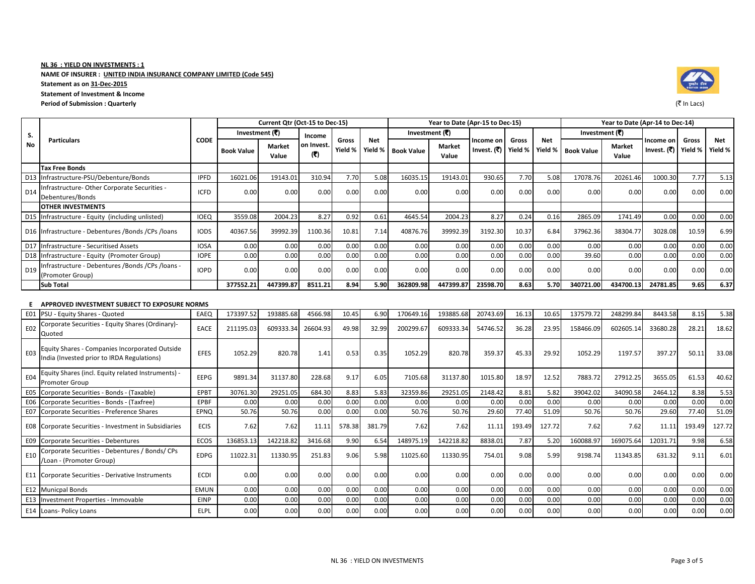**NL 36 : YIELD ON INVESTMENTS : 1**

**NAME OF INSURER : UNITED INDIA INSURANCE COMPANY LIMITED (Code 545)**

**Statement as on 31-Dec-2015**

**Statement of Investment & Income**

**Period of Submission : Quarterly**

(₹ In Lacs)

| S. No | Particulars | CODE | Current Qtr (Oct-15 to Dec-15) | | | | | Year to Date (Apr-15 to Dec-15) | | | | | Year to Date (Apr-14 to Dec-14) | | | | |
|---|---|---|---|---|---|---|---|---|---|---|---|---|---|---|---|---|---|
| | | | Investment (₹) | | Income on Invest. (₹) | Gross Yield % | Net Yield % | Investment (₹) | | Income on Invest. (₹) | Gross Yield % | Net Yield % | Investment (₹) | | Income on Invest. (₹) | Gross Yield % | Net Yield % |
| | | | Book Value | Market Value | | | | Book Value | Market Value | | | | Book Value | Market Value | | | |
| | **Tax Free Bonds** | | | | | | | | | | | | | | | | |
| D13 | Infrastructure-PSU/Debenture/Bonds | IPFD | 16021.06 | 19143.01 | 310.94 | 7.70 | 5.08 | 16035.15 | 19143.01 | 930.65 | 7.70 | 5.08 | 17078.76 | 20261.46 | 1000.30 | 7.77 | 5.13 |
| D14 | Infrastructure- Other Corporate Securities - Debentures/Bonds | ICFD | 0.00 | 0.00 | 0.00 | 0.00 | 0.00 | 0.00 | 0.00 | 0.00 | 0.00 | 0.00 | 0.00 | 0.00 | 0.00 | 0.00 | 0.00 |
| | **OTHER INVESTMENTS** | | | | | | | | | | | | | | | | |
| D15 | Infrastructure - Equity (including unlisted) | IOEQ | 3559.08 | 2004.23 | 8.27 | 0.92 | 0.61 | 4645.54 | 2004.23 | 8.27 | 0.24 | 0.16 | 2865.09 | 1741.49 | 0.00 | 0.00 | 0.00 |
| D16 | Infrastructure - Debentures /Bonds /CPs /loans | IODS | 40367.56 | 39992.39 | 1100.36 | 10.81 | 7.14 | 40876.76 | 39992.39 | 3192.30 | 10.37 | 6.84 | 37962.36 | 38304.77 | 3028.08 | 10.59 | 6.99 |
| D17 | Infrastructure - Securitised Assets | IOSA | 0.00 | 0.00 | 0.00 | 0.00 | 0.00 | 0.00 | 0.00 | 0.00 | 0.00 | 0.00 | 0.00 | 0.00 | 0.00 | 0.00 | 0.00 |
| D18 | Infrastructure - Equity (Promoter Group) | IOPE | 0.00 | 0.00 | 0.00 | 0.00 | 0.00 | 0.00 | 0.00 | 0.00 | 0.00 | 0.00 | 39.60 | 0.00 | 0.00 | 0.00 | 0.00 |
| D19 | Infrastructure - Debentures /Bonds /CPs /loans - (Promoter Group) | IOPD | 0.00 | 0.00 | 0.00 | 0.00 | 0.00 | 0.00 | 0.00 | 0.00 | 0.00 | 0.00 | 0.00 | 0.00 | 0.00 | 0.00 | 0.00 |
| | **Sub Total** | | **377552.21** | **447399.87** | **8511.21** | **8.94** | **5.90** | **362809.98** | **447399.87** | **23598.70** | **8.63** | **5.70** | **340721.00** | **434700.13** | **24781.85** | **9.65** | **6.37** |
| **E** | **APPROVED INVESTMENT SUBJECT TO EXPOSURE NORMS** | | | | | | | | | | | | | | | | |
| E01 | PSU - Equity Shares - Quoted | EAEQ | 173397.52 | 193885.68 | 4566.98 | 10.45 | 6.90 | 170649.16 | 193885.68 | 20743.69 | 16.13 | 10.65 | 137579.72 | 248299.84 | 8443.58 | 8.15 | 5.38 |
| E02 | Corporate Securities - Equity Shares (Ordinary)-Quoted | EACE | 211195.03 | 609333.34 | 26604.93 | 49.98 | 32.99 | 200299.67 | 609333.34 | 54746.52 | 36.28 | 23.95 | 158466.09 | 602605.14 | 33680.28 | 28.21 | 18.62 |
| E03 | Equity Shares - Companies Incorporated Outside India (Invested prior to IRDA Regulations) | EFES | 1052.29 | 820.78 | 1.41 | 0.53 | 0.35 | 1052.29 | 820.78 | 359.37 | 45.33 | 29.92 | 1052.29 | 1197.57 | 397.27 | 50.11 | 33.08 |
| E04 | Equity Shares (incl. Equity related Instruments) - Promoter Group | EEPG | 9891.34 | 31137.80 | 228.68 | 9.17 | 6.05 | 7105.68 | 31137.80 | 1015.80 | 18.97 | 12.52 | 7883.72 | 27912.25 | 3655.05 | 61.53 | 40.62 |
| E05 | Corporate Securities - Bonds - (Taxable) | EPBT | 30761.30 | 29251.05 | 684.30 | 8.83 | 5.83 | 32359.86 | 29251.05 | 2148.42 | 8.81 | 5.82 | 39042.02 | 34090.58 | 2464.12 | 8.38 | 5.53 |
| E06 | Corporate Securities - Bonds - (Taxfree) | EPBF | 0.00 | 0.00 | 0.00 | 0.00 | 0.00 | 0.00 | 0.00 | 0.00 | 0.00 | 0.00 | 0.00 | 0.00 | 0.00 | 0.00 | 0.00 |
| E07 | Corporate Securities - Preference Shares | EPNQ | 50.76 | 50.76 | 0.00 | 0.00 | 0.00 | 50.76 | 50.76 | 29.60 | 77.40 | 51.09 | 50.76 | 50.76 | 29.60 | 77.40 | 51.09 |
| E08 | Corporate Securities - Investment in Subsidiaries | ECIS | 7.62 | 7.62 | 11.11 | 578.38 | 381.79 | 7.62 | 7.62 | 11.11 | 193.49 | 127.72 | 7.62 | 7.62 | 11.11 | 193.49 | 127.72 |
| E09 | Corporate Securities - Debentures | ECOS | 136853.13 | 142218.82 | 3416.68 | 9.90 | 6.54 | 148975.19 | 142218.82 | 8838.01 | 7.87 | 5.20 | 160088.97 | 169075.64 | 12031.71 | 9.98 | 6.58 |
| E10 | Corporate Securities - Debentures / Bonds/ CPs /Loan - (Promoter Group) | EDPG | 11022.31 | 11330.95 | 251.83 | 9.06 | 5.98 | 11025.60 | 11330.95 | 754.01 | 9.08 | 5.99 | 9198.74 | 11343.85 | 631.32 | 9.11 | 6.01 |
| E11 | Corporate Securities - Derivative Instruments | ECDI | 0.00 | 0.00 | 0.00 | 0.00 | 0.00 | 0.00 | 0.00 | 0.00 | 0.00 | 0.00 | 0.00 | 0.00 | 0.00 | 0.00 | 0.00 |
| E12 | Municpal Bonds | EMUN | 0.00 | 0.00 | 0.00 | 0.00 | 0.00 | 0.00 | 0.00 | 0.00 | 0.00 | 0.00 | 0.00 | 0.00 | 0.00 | 0.00 | 0.00 |
| E13 | Investment Properties - Immovable | EINP | 0.00 | 0.00 | 0.00 | 0.00 | 0.00 | 0.00 | 0.00 | 0.00 | 0.00 | 0.00 | 0.00 | 0.00 | 0.00 | 0.00 | 0.00 |
| E14 | Loans- Policy Loans | ELPL | 0.00 | 0.00 | 0.00 | 0.00 | 0.00 | 0.00 | 0.00 | 0.00 | 0.00 | 0.00 | 0.00 | 0.00 | 0.00 | 0.00 | 0.00 |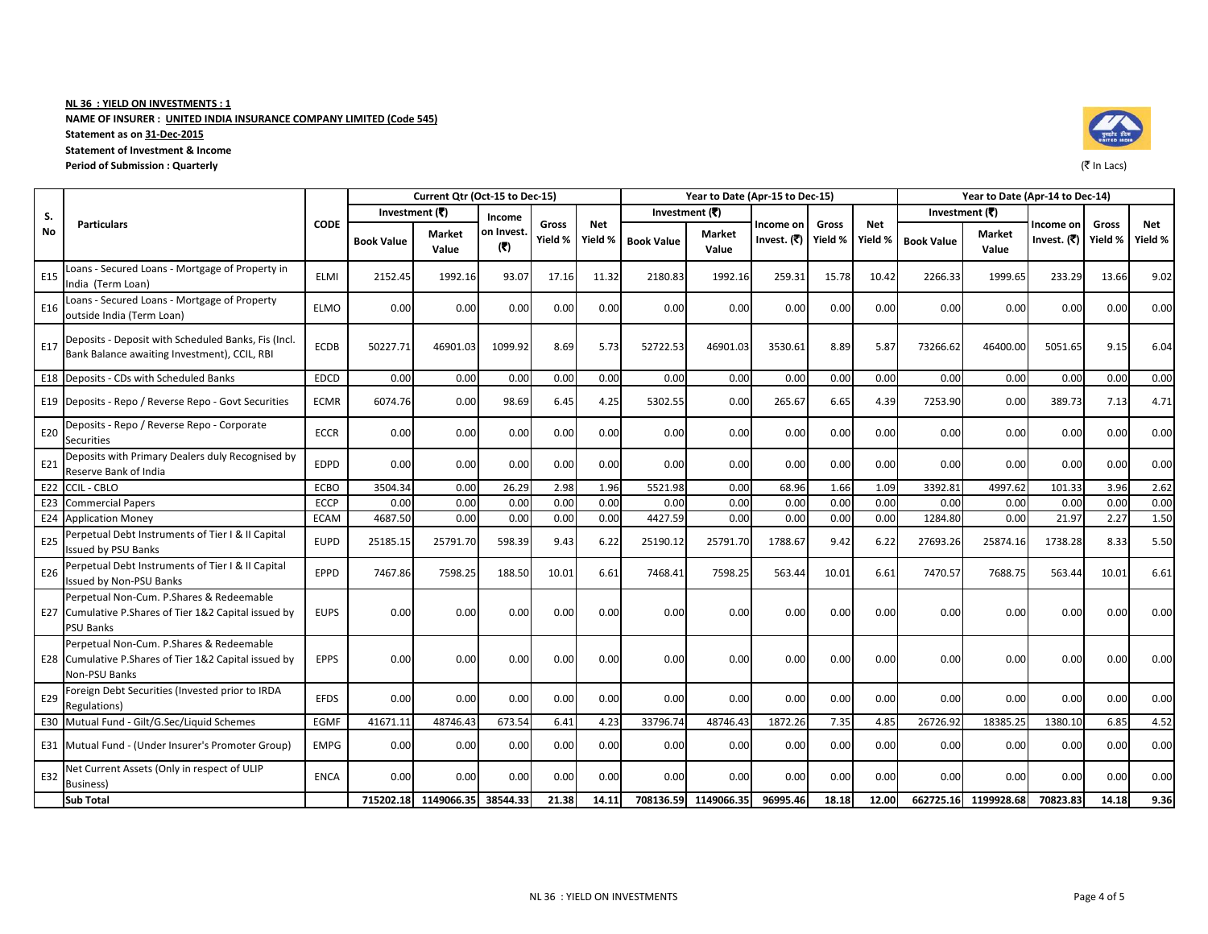**NL 36 : YIELD ON INVESTMENTS : 1**

**NAME OF INSURER : UNITED INDIA INSURANCE COMPANY LIMITED (Code 545)**

**Statement as on 31-Dec-2015**

**Statement of Investment & Income**

**Period of Submission : Quarterly**

(₹ In Lacs)

| S. No | Particulars | CODE | Current Qtr (Oct-15 to Dec-15) | | | | | Year to Date (Apr-15 to Dec-15) | | | | | Year to Date (Apr-14 to Dec-14) | | | | |
|---|---|---|---|---|---|---|---|---|---|---|---|---|---|---|---|---|---|
| | | | Investment (₹) | | Income on Invest. (₹) | Gross Yield % | Net Yield % | Investment (₹) | | Income on Invest. (₹) | Gross Yield % | Net Yield % | Investment (₹) | | Income on Invest. (₹) | Gross Yield % | Net Yield % |
| | | | Book Value | Market Value | | | | Book Value | Market Value | | | | Book Value | Market Value | | | |
| E15 | Loans - Secured Loans - Mortgage of Property in India (Term Loan) | ELMI | 2152.45 | 1992.16 | 93.07 | 17.16 | 11.32 | 2180.83 | 1992.16 | 259.31 | 15.78 | 10.42 | 2266.33 | 1999.65 | 233.29 | 13.66 | 9.02 |
| E16 | Loans - Secured Loans - Mortgage of Property outside India (Term Loan) | ELMO | 0.00 | 0.00 | 0.00 | 0.00 | 0.00 | 0.00 | 0.00 | 0.00 | 0.00 | 0.00 | 0.00 | 0.00 | 0.00 | 0.00 | 0.00 |
| E17 | Deposits - Deposit with Scheduled Banks, Fis (Incl. Bank Balance awaiting Investment), CCIL, RBI | ECDB | 50227.71 | 46901.03 | 1099.92 | 8.69 | 5.73 | 52722.53 | 46901.03 | 3530.61 | 8.89 | 5.87 | 73266.62 | 46400.00 | 5051.65 | 9.15 | 6.04 |
| E18 | Deposits - CDs with Scheduled Banks | EDCD | 0.00 | 0.00 | 0.00 | 0.00 | 0.00 | 0.00 | 0.00 | 0.00 | 0.00 | 0.00 | 0.00 | 0.00 | 0.00 | 0.00 | 0.00 |
| E19 | Deposits - Repo / Reverse Repo - Govt Securities | ECMR | 6074.76 | 0.00 | 98.69 | 6.45 | 4.25 | 5302.55 | 0.00 | 265.67 | 6.65 | 4.39 | 7253.90 | 0.00 | 389.73 | 7.13 | 4.71 |
| E20 | Deposits - Repo / Reverse Repo - Corporate Securities | ECCR | 0.00 | 0.00 | 0.00 | 0.00 | 0.00 | 0.00 | 0.00 | 0.00 | 0.00 | 0.00 | 0.00 | 0.00 | 0.00 | 0.00 | 0.00 |
| E21 | Deposits with Primary Dealers duly Recognised by Reserve Bank of India | EDPD | 0.00 | 0.00 | 0.00 | 0.00 | 0.00 | 0.00 | 0.00 | 0.00 | 0.00 | 0.00 | 0.00 | 0.00 | 0.00 | 0.00 | 0.00 |
| E22 | CCIL - CBLO | ECBO | 3504.34 | 0.00 | 26.29 | 2.98 | 1.96 | 5521.98 | 0.00 | 68.96 | 1.66 | 1.09 | 3392.81 | 4997.62 | 101.33 | 3.96 | 2.62 |
| E23 | Commercial Papers | ECCP | 0.00 | 0.00 | 0.00 | 0.00 | 0.00 | 0.00 | 0.00 | 0.00 | 0.00 | 0.00 | 0.00 | 0.00 | 0.00 | 0.00 | 0.00 |
| E24 | Application Money | ECAM | 4687.50 | 0.00 | 0.00 | 0.00 | 0.00 | 4427.59 | 0.00 | 0.00 | 0.00 | 0.00 | 1284.80 | 0.00 | 21.97 | 2.27 | 1.50 |
| E25 | Perpetual Debt Instruments of Tier I & II Capital Issued by PSU Banks | EUPD | 25185.15 | 25791.70 | 598.39 | 9.43 | 6.22 | 25190.12 | 25791.70 | 1788.67 | 9.42 | 6.22 | 27693.26 | 25874.16 | 1738.28 | 8.33 | 5.50 |
| E26 | Perpetual Debt Instruments of Tier I & II Capital Issued by Non-PSU Banks | EPPD | 7467.86 | 7598.25 | 188.50 | 10.01 | 6.61 | 7468.41 | 7598.25 | 563.44 | 10.01 | 6.61 | 7470.57 | 7688.75 | 563.44 | 10.01 | 6.61 |
| E27 | Perpetual Non-Cum. P.Shares & Redeemable Cumulative P.Shares of Tier 1&2 Capital issued by PSU Banks | EUPS | 0.00 | 0.00 | 0.00 | 0.00 | 0.00 | 0.00 | 0.00 | 0.00 | 0.00 | 0.00 | 0.00 | 0.00 | 0.00 | 0.00 | 0.00 |
| E28 | Perpetual Non-Cum. P.Shares & Redeemable Cumulative P.Shares of Tier 1&2 Capital issued by Non-PSU Banks | EPPS | 0.00 | 0.00 | 0.00 | 0.00 | 0.00 | 0.00 | 0.00 | 0.00 | 0.00 | 0.00 | 0.00 | 0.00 | 0.00 | 0.00 | 0.00 |
| E29 | Foreign Debt Securities (Invested prior to IRDA Regulations) | EFDS | 0.00 | 0.00 | 0.00 | 0.00 | 0.00 | 0.00 | 0.00 | 0.00 | 0.00 | 0.00 | 0.00 | 0.00 | 0.00 | 0.00 | 0.00 |
| E30 | Mutual Fund - Gilt/G.Sec/Liquid Schemes | EGMF | 41671.11 | 48746.43 | 673.54 | 6.41 | 4.23 | 33796.74 | 48746.43 | 1872.26 | 7.35 | 4.85 | 26726.92 | 18385.25 | 1380.10 | 6.85 | 4.52 |
| E31 | Mutual Fund - (Under Insurer's Promoter Group) | EMPG | 0.00 | 0.00 | 0.00 | 0.00 | 0.00 | 0.00 | 0.00 | 0.00 | 0.00 | 0.00 | 0.00 | 0.00 | 0.00 | 0.00 | 0.00 |
| E32 | Net Current Assets (Only in respect of ULIP Business) | ENCA | 0.00 | 0.00 | 0.00 | 0.00 | 0.00 | 0.00 | 0.00 | 0.00 | 0.00 | 0.00 | 0.00 | 0.00 | 0.00 | 0.00 | 0.00 |
| | **Sub Total** | | **715202.18** | **1149066.35** | **38544.33** | **21.38** | **14.11** | **708136.59** | **1149066.35** | **96995.46** | **18.18** | **12.00** | **662725.16** | **1199928.68** | **70823.83** | **14.18** | **9.36** |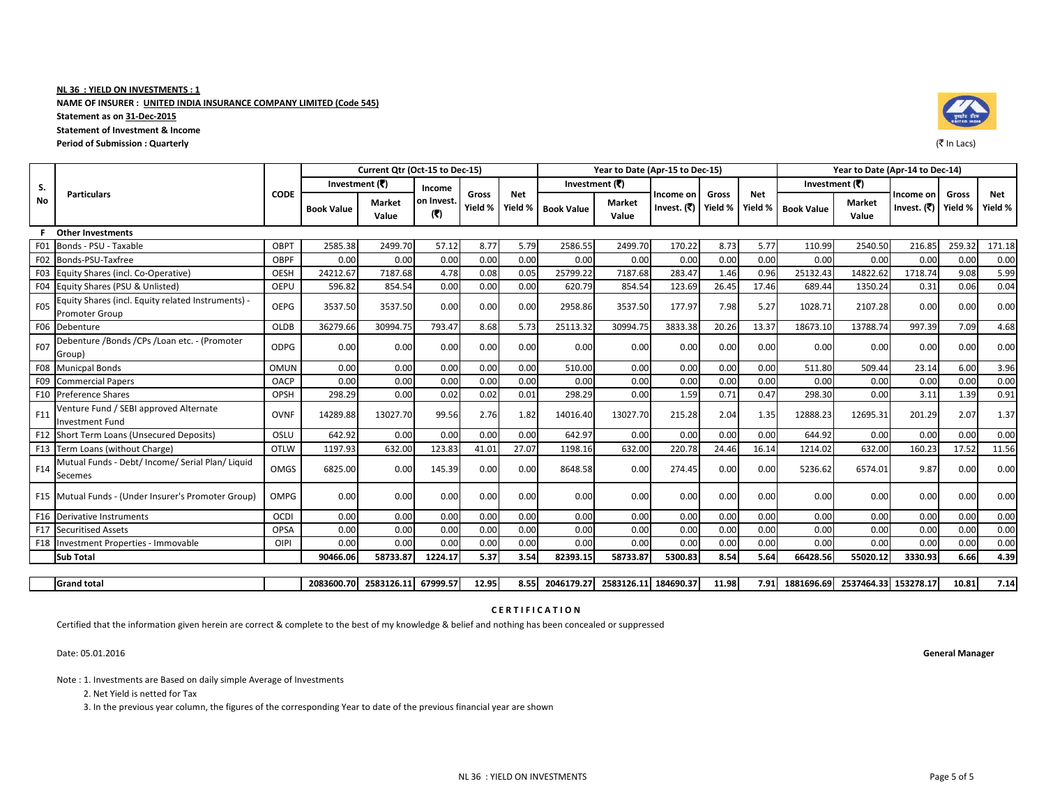**NL 36 : YIELD ON INVESTMENTS : 1**

**NAME OF INSURER : UNITED INDIA INSURANCE COMPANY LIMITED (Code 545)**

**Statement as on 31-Dec-2015**

**Statement of Investment & Income**

**Period of Submission : Quarterly**

(₹ In Lacs)

| S. No | Particulars | CODE | Current Qtr (Oct-15 to Dec-15) | | | | | Year to Date (Apr-15 to Dec-15) | | | | | Year to Date (Apr-14 to Dec-14) | | | | |
|---|---|---|---|---|---|---|---|---|---|---|---|---|---|---|---|---|---|
| | | | Investment (₹) | | Income on Invest. (₹) | Gross Yield % | Net Yield % | Investment (₹) | | Income on Invest. (₹) | Gross Yield % | Net Yield % | Investment (₹) | | Income on Invest. (₹) | Gross Yield % | Net Yield % |
| | | | Book Value | Market Value | | | | Book Value | Market Value | | | | Book Value | Market Value | | | |
| F | **Other Investments** | | | | | | | | | | | | | | | | |
| F01 | Bonds - PSU - Taxable | OBPT | 2585.38 | 2499.70 | 57.12 | 8.77 | 5.79 | 2586.55 | 2499.70 | 170.22 | 8.73 | 5.77 | 110.99 | 2540.50 | 216.85 | 259.32 | 171.18 |
| F02 | Bonds-PSU-Taxfree | OBPF | 0.00 | 0.00 | 0.00 | 0.00 | 0.00 | 0.00 | 0.00 | 0.00 | 0.00 | 0.00 | 0.00 | 0.00 | 0.00 | 0.00 | 0.00 |
| F03 | Equity Shares (incl. Co-Operative) | OESH | 24212.67 | 7187.68 | 4.78 | 0.08 | 0.05 | 25799.22 | 7187.68 | 283.47 | 1.46 | 0.96 | 25132.43 | 14822.62 | 1718.74 | 9.08 | 5.99 |
| F04 | Equity Shares (PSU & Unlisted) | OEPU | 596.82 | 854.54 | 0.00 | 0.00 | 0.00 | 620.79 | 854.54 | 123.69 | 26.45 | 17.46 | 689.44 | 1350.24 | 0.31 | 0.06 | 0.04 |
| F05 | Equity Shares (incl. Equity related Instruments) - Promoter Group | OEPG | 3537.50 | 3537.50 | 0.00 | 0.00 | 0.00 | 2958.86 | 3537.50 | 177.97 | 7.98 | 5.27 | 1028.71 | 2107.28 | 0.00 | 0.00 | 0.00 |
| F06 | Debenture | OLDB | 36279.66 | 30994.75 | 793.47 | 8.68 | 5.73 | 25113.32 | 30994.75 | 3833.38 | 20.26 | 13.37 | 18673.10 | 13788.74 | 997.39 | 7.09 | 4.68 |
| F07 | Debenture /Bonds /CPs /Loan etc. - (Promoter Group) | ODPG | 0.00 | 0.00 | 0.00 | 0.00 | 0.00 | 0.00 | 0.00 | 0.00 | 0.00 | 0.00 | 0.00 | 0.00 | 0.00 | 0.00 | 0.00 |
| F08 | Municpal Bonds | OMUN | 0.00 | 0.00 | 0.00 | 0.00 | 0.00 | 510.00 | 0.00 | 0.00 | 0.00 | 0.00 | 511.80 | 509.44 | 23.14 | 6.00 | 3.96 |
| F09 | Commercial Papers | OACP | 0.00 | 0.00 | 0.00 | 0.00 | 0.00 | 0.00 | 0.00 | 0.00 | 0.00 | 0.00 | 0.00 | 0.00 | 0.00 | 0.00 | 0.00 |
| F10 | Preference Shares | OPSH | 298.29 | 0.00 | 0.02 | 0.02 | 0.01 | 298.29 | 0.00 | 1.59 | 0.71 | 0.47 | 298.30 | 0.00 | 3.11 | 1.39 | 0.91 |
| F11 | Venture Fund / SEBI approved Alternate Investment Fund | OVNF | 14289.88 | 13027.70 | 99.56 | 2.76 | 1.82 | 14016.40 | 13027.70 | 215.28 | 2.04 | 1.35 | 12888.23 | 12695.31 | 201.29 | 2.07 | 1.37 |
| F12 | Short Term Loans (Unsecured Deposits) | OSLU | 642.92 | 0.00 | 0.00 | 0.00 | 0.00 | 642.97 | 0.00 | 0.00 | 0.00 | 0.00 | 644.92 | 0.00 | 0.00 | 0.00 | 0.00 |
| F13 | Term Loans (without Charge) | OTLW | 1197.93 | 632.00 | 123.83 | 41.01 | 27.07 | 1198.16 | 632.00 | 220.78 | 24.46 | 16.14 | 1214.02 | 632.00 | 160.23 | 17.52 | 11.56 |
| F14 | Mutual Funds - Debt/ Income/ Serial Plan/ Liquid Secemes | OMGS | 6825.00 | 0.00 | 145.39 | 0.00 | 0.00 | 8648.58 | 0.00 | 274.45 | 0.00 | 0.00 | 5236.62 | 6574.01 | 9.87 | 0.00 | 0.00 |
| F15 | Mutual Funds - (Under Insurer's Promoter Group) | OMPG | 0.00 | 0.00 | 0.00 | 0.00 | 0.00 | 0.00 | 0.00 | 0.00 | 0.00 | 0.00 | 0.00 | 0.00 | 0.00 | 0.00 | 0.00 |
| F16 | Derivative Instruments | OCDI | 0.00 | 0.00 | 0.00 | 0.00 | 0.00 | 0.00 | 0.00 | 0.00 | 0.00 | 0.00 | 0.00 | 0.00 | 0.00 | 0.00 | 0.00 |
| F17 | Securitised Assets | OPSA | 0.00 | 0.00 | 0.00 | 0.00 | 0.00 | 0.00 | 0.00 | 0.00 | 0.00 | 0.00 | 0.00 | 0.00 | 0.00 | 0.00 | 0.00 |
| F18 | Investment Properties - Immovable | OIPI | 0.00 | 0.00 | 0.00 | 0.00 | 0.00 | 0.00 | 0.00 | 0.00 | 0.00 | 0.00 | 0.00 | 0.00 | 0.00 | 0.00 | 0.00 |
| | **Sub Total** | | **90466.06** | **58733.87** | **1224.17** | **5.37** | **3.54** | **82393.15** | **58733.87** | **5300.83** | **8.54** | **5.64** | **66428.56** | **55020.12** | **3330.93** | **6.66** | **4.39** |
| | **Grand total** | | **2083600.70** | **2583126.11** | **67999.57** | **12.95** | **8.55** | **2046179.27** | **2583126.11** | **184690.37** | **11.98** | **7.91** | **1881696.69** | **2537464.33** | **153278.17** | **10.81** | **7.14** |

**CERTIFICATION**

Certified that the information given herein are correct & complete to the best of my knowledge & belief and nothing has been concealed or suppressed

Date: 05.01.2016

**General Manager**

Note : 1. Investments are Based on daily simple Average of Investments

2. Net Yield is netted for Tax

3. In the previous year column, the figures of the corresponding Year to date of the previous financial year are shown